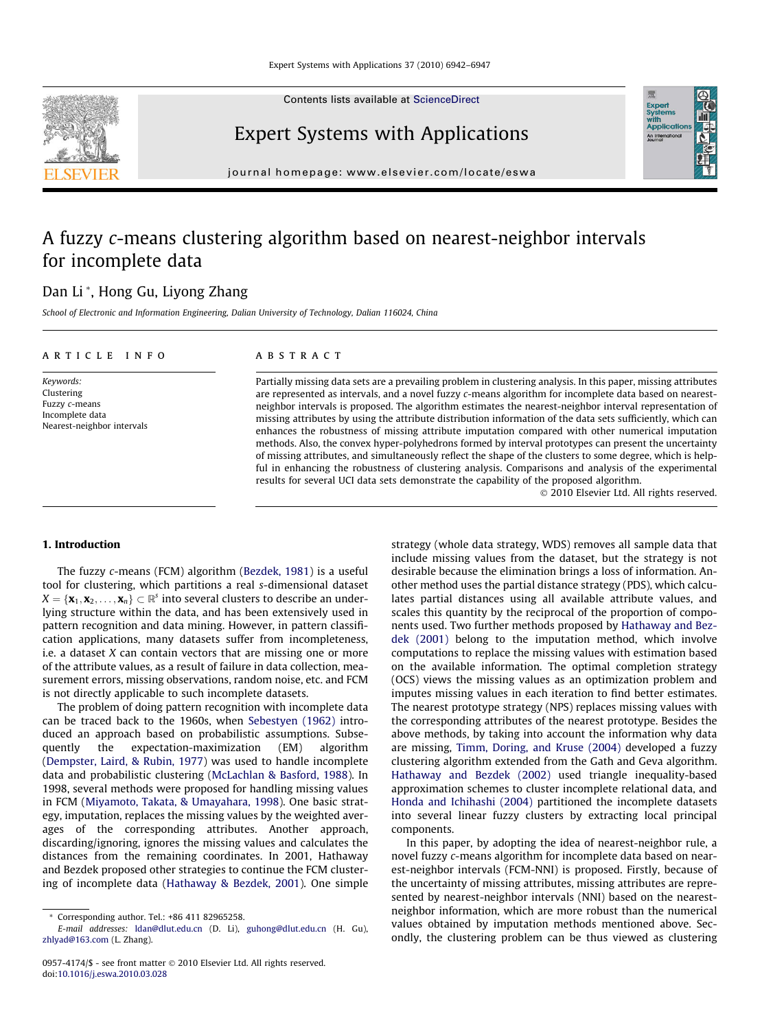# A fuzzy c-means clustering algorithm based on nearest-neighbor intervals for incomplete data

Dan Li *, Hong Gu, Liyong Zhang

*School of Electronic and Information Engineering, Dalian University of Technology, Dalian 116024, China*

---

**ARTICLE INFO**

*Keywords:*
Clustering
Fuzzy c-means
Incomplete data
Nearest-neighbor intervals

**ABSTRACT**

Partially missing data sets are a prevailing problem in clustering analysis. In this paper, missing attributes are represented as intervals, and a novel fuzzy c-means algorithm for incomplete data based on nearest-neighbor intervals is proposed. The algorithm estimates the nearest-neighbor interval representation of missing attributes by using the attribute distribution information of the data sets sufficiently, which can enhances the robustness of missing attribute imputation compared with other numerical imputation methods. Also, the convex hyper-polyhedrons formed by interval prototypes can present the uncertainty of missing attributes, and simultaneously reflect the shape of the clusters to some degree, which is helpful in enhancing the robustness of clustering analysis. Comparisons and analysis of the experimental results for several UCI data sets demonstrate the capability of the proposed algorithm.

© 2010 Elsevier Ltd. All rights reserved.

---

## 1. Introduction

The fuzzy c-means (FCM) algorithm (Bezdek, 1981) is a useful tool for clustering, which partitions a real s-dimensional dataset $X = \{\mathbf{x}_1, \mathbf{x}_2, \ldots, \mathbf{x}_n\} \subset \mathbb{R}^s$ into several clusters to describe an underlying structure within the data, and has been extensively used in pattern recognition and data mining. However, in pattern classification applications, many datasets suffer from incompleteness, i.e. a dataset X can contain vectors that are missing one or more of the attribute values, as a result of failure in data collection, measurement errors, missing observations, random noise, etc. and FCM is not directly applicable to such incomplete datasets.

The problem of doing pattern recognition with incomplete data can be traced back to the 1960s, when Sebestyen (1962) introduced an approach based on probabilistic assumptions. Subsequently the expectation-maximization (EM) algorithm (Dempster, Laird, & Rubin, 1977) was used to handle incomplete data and probabilistic clustering (McLachlan & Basford, 1988). In 1998, several methods were proposed for handling missing values in FCM (Miyamoto, Takata, & Umayahara, 1998). One basic strategy, imputation, replaces the missing values by the weighted averages of the corresponding attributes. Another approach, discarding/ignoring, ignores the missing values and calculates the distances from the remaining coordinates. In 2001, Hathaway and Bezdek proposed other strategies to continue the FCM clustering of incomplete data (Hathaway & Bezdek, 2001). One simple strategy (whole data strategy, WDS) removes all sample data that include missing values from the dataset, but the strategy is not desirable because the elimination brings a loss of information. Another method uses the partial distance strategy (PDS), which calculates partial distances using all available attribute values, and scales this quantity by the reciprocal of the proportion of components used. Two further methods proposed by Hathaway and Bezdek (2001) belong to the imputation method, which involve computations to replace the missing values with estimation based on the available information. The optimal completion strategy (OCS) views the missing values as an optimization problem and imputes missing values in each iteration to find better estimates. The nearest prototype strategy (NPS) replaces missing values with the corresponding attributes of the nearest prototype. Besides the above methods, by taking into account the information why data are missing, Timm, Doring, and Kruse (2004) developed a fuzzy clustering algorithm extended from the Gath and Geva algorithm. Hathaway and Bezdek (2002) used triangle inequality-based approximation schemes to cluster incomplete relational data, and Honda and Ichihashi (2004) partitioned the incomplete datasets into several linear fuzzy clusters by extracting local principal components.

In this paper, by adopting the idea of nearest-neighbor rule, a novel fuzzy c-means algorithm for incomplete data based on nearest-neighbor intervals (FCM-NNI) is proposed. Firstly, because of the uncertainty of missing attributes, missing attributes are represented by nearest-neighbor intervals (NNI) based on the nearest-neighbor information, which are more robust than the numerical values obtained by imputation methods mentioned above. Secondly, the clustering problem can be thus viewed as clustering

---

* Corresponding author. Tel.: +86 411 82965258.
*E-mail addresses:* ldan@dlut.edu.cn (D. Li), guhong@dlut.edu.cn (H. Gu), zhlyad@163.com (L. Zhang).

0957-4174/$ - see front matter © 2010 Elsevier Ltd. All rights reserved.
doi:10.1016/j.eswa.2010.03.028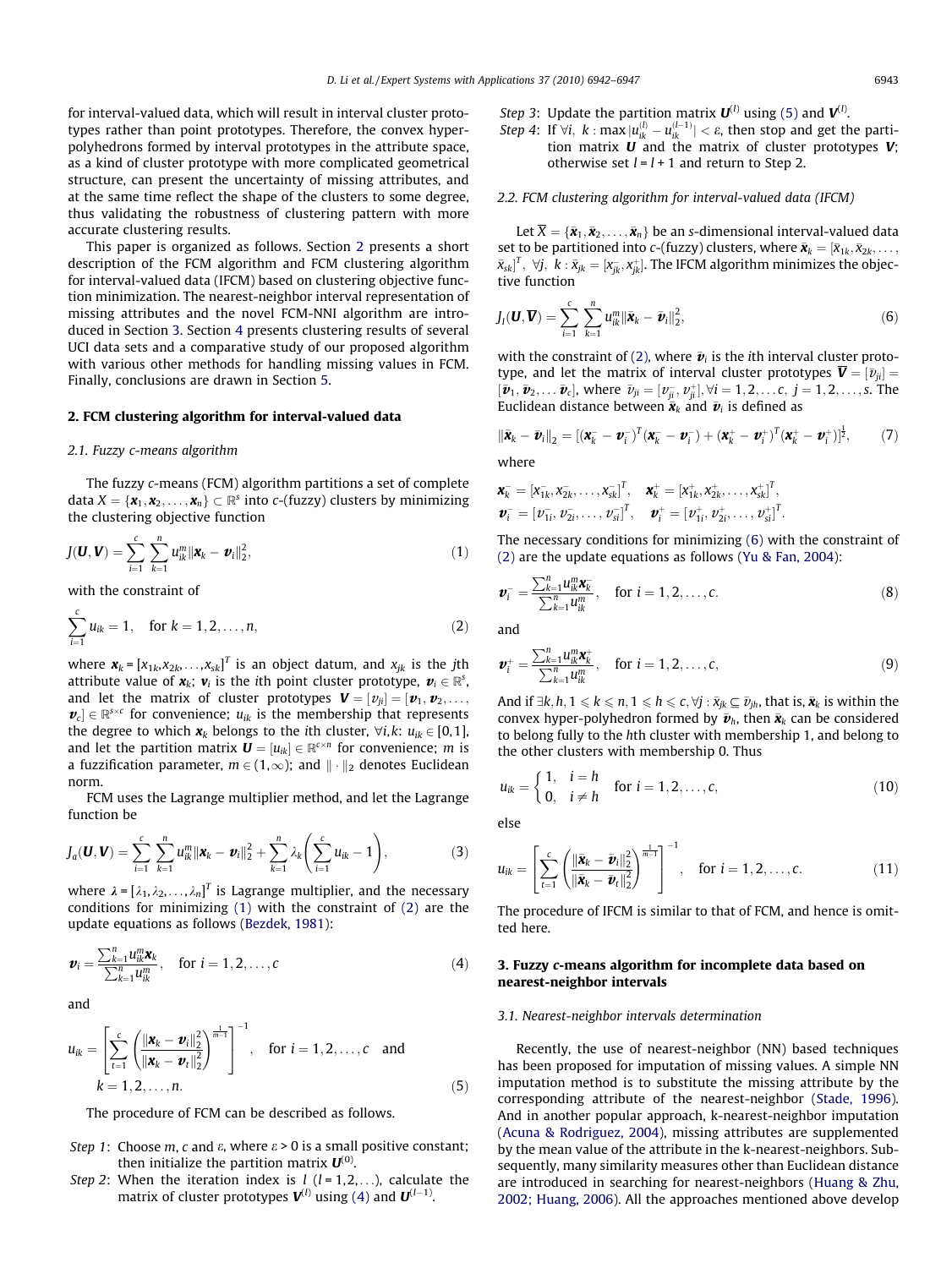for interval-valued data, which will result in interval cluster prototypes rather than point prototypes. Therefore, the convex hyper-polyhedrons formed by interval prototypes in the attribute space, as a kind of cluster prototype with more complicated geometrical structure, can present the uncertainty of missing attributes, and at the same time reflect the shape of the clusters to some degree, thus validating the robustness of clustering pattern with more accurate clustering results.

This paper is organized as follows. Section 2 presents a short description of the FCM algorithm and FCM clustering algorithm for interval-valued data (IFCM) based on clustering objective function minimization. The nearest-neighbor interval representation of missing attributes and the novel FCM-NNI algorithm are introduced in Section 3. Section 4 presents clustering results of several UCI data sets and a comparative study of our proposed algorithm with various other methods for handling missing values in FCM. Finally, conclusions are drawn in Section 5.

## 2. FCM clustering algorithm for interval-valued data

### 2.1. Fuzzy c-means algorithm

The fuzzy $c$-means (FCM) algorithm partitions a set of complete data $X = \{\boldsymbol{x}_1, \boldsymbol{x}_2, \ldots, \boldsymbol{x}_n\} \subset \mathbb{R}^s$ into $c$-(fuzzy) clusters by minimizing the clustering objective function

$$J(\boldsymbol{U}, \boldsymbol{V}) = \sum_{i=1}^{c}\sum_{k=1}^{n} u_{ik}^m \|\boldsymbol{x}_k - \boldsymbol{v}_i\|_2^2, \tag{1}$$

with the constraint of

$$\sum_{i=1}^{c} u_{ik} = 1, \quad \text{for } k = 1, 2, \ldots, n, \tag{2}$$

where $\boldsymbol{x}_k = [x_{1k}, x_{2k}, \ldots, x_{sk}]^T$ is an object datum, and $x_{jk}$ is the $j$th attribute value of $\boldsymbol{x}_k$; $\boldsymbol{v}_i$ is the $i$th point cluster prototype, $\boldsymbol{v}_i \in \mathbb{R}^s$, and let the matrix of cluster prototypes $\boldsymbol{V} = [v_{ji}] = [\boldsymbol{v}_1, \boldsymbol{v}_2, \ldots, \boldsymbol{v}_c] \in \mathbb{R}^{s \times c}$ for convenience; $u_{ik}$ is the membership that represents the degree to which $\boldsymbol{x}_k$ belongs to the $i$th cluster, $\forall i, k$: $u_{ik} \in [0,1]$, and let the partition matrix $\boldsymbol{U} = [u_{ik}] \in \mathbb{R}^{c \times n}$ for convenience; $m$ is a fuzzification parameter, $m \in (1, \infty)$; and $\|\cdot\|_2$ denotes Euclidean norm.

FCM uses the Lagrange multiplier method, and let the Lagrange function be

$$J_a(\boldsymbol{U}, \boldsymbol{V}) = \sum_{i=1}^{c}\sum_{k=1}^{n} u_{ik}^m \|\boldsymbol{x}_k - \boldsymbol{v}_i\|_2^2 + \sum_{k=1}^{n}\lambda_k\left(\sum_{i=1}^{c} u_{ik} - 1\right), \tag{3}$$

where $\lambda = [\lambda_1, \lambda_2, \ldots, \lambda_n]^T$ is Lagrange multiplier, and the necessary conditions for minimizing (1) with the constraint of (2) are the update equations as follows (Bezdek, 1981):

$$\boldsymbol{v}_i = \frac{\sum_{k=1}^{n} u_{ik}^m \boldsymbol{x}_k}{\sum_{k=1}^{n} u_{ik}^m}, \quad \text{for } i = 1, 2, \ldots, c \tag{4}$$

and

$$u_{ik} = \left[\sum_{t=1}^{c}\left(\frac{\|\boldsymbol{x}_k - \boldsymbol{v}_i\|_2^2}{\|\boldsymbol{x}_k - \boldsymbol{v}_t\|_2^2}\right)^{\frac{1}{m-1}}\right]^{-1}, \quad \text{for } i = 1, 2, \ldots, c \quad \text{and } k = 1, 2, \ldots, n. \tag{5}$$

The procedure of FCM can be described as follows.

*Step 1*: Choose $m$, $c$ and $\varepsilon$, where $\varepsilon > 0$ is a small positive constant; then initialize the partition matrix $\boldsymbol{U}^{(0)}$.

*Step 2*: When the iteration index is $l$ ($l = 1, 2, \ldots$), calculate the matrix of cluster prototypes $\boldsymbol{V}^{(l)}$ using (4) and $\boldsymbol{U}^{(l-1)}$.

*Step 3*: Update the partition matrix $\boldsymbol{U}^{(l)}$ using (5) and $\boldsymbol{V}^{(l)}$.

*Step 4*: If $\forall i, k : \max |u_{ik}^{(l)} - u_{ik}^{(l-1)}| < \varepsilon$, then stop and get the partition matrix $\boldsymbol{U}$ and the matrix of cluster prototypes $\boldsymbol{V}$; otherwise set $l = l + 1$ and return to Step 2.

### 2.2. FCM clustering algorithm for interval-valued data (IFCM)

Let $\overline{X} = \{\bar{\boldsymbol{x}}_1, \bar{\boldsymbol{x}}_2, \ldots, \bar{\boldsymbol{x}}_n\}$ be an $s$-dimensional interval-valued data set to be partitioned into $c$-(fuzzy) clusters, where $\bar{\boldsymbol{x}}_k = [\bar{x}_{1k}, \bar{x}_{2k}, \ldots, \bar{x}_{sk}]^T$, $\forall j, k : \bar{x}_{jk} = [x_{jk}^-, x_{jk}^+]$. The IFCM algorithm minimizes the objective function

$$J_I(\boldsymbol{U}, \overline{\boldsymbol{V}}) = \sum_{i=1}^{c}\sum_{k=1}^{n} u_{ik}^m \|\bar{\boldsymbol{x}}_k - \bar{\boldsymbol{v}}_i\|_2^2, \tag{6}$$

with the constraint of (2), where $\bar{\boldsymbol{v}}_i$ is the $i$th interval cluster prototype, and let the matrix of interval cluster prototypes $\overline{\boldsymbol{V}} = [\bar{v}_{ji}] = [\bar{\boldsymbol{v}}_1, \bar{\boldsymbol{v}}_2, \ldots \bar{\boldsymbol{v}}_c]$, where $\bar{v}_{ji} = [v_{ji}^-, v_{ji}^+], \forall i = 1, 2, \ldots c,\ j = 1, 2, \ldots, s$. The Euclidean distance between $\bar{\boldsymbol{x}}_k$ and $\bar{\boldsymbol{v}}_i$ is defined as

$$\|\bar{\boldsymbol{x}}_k - \bar{\boldsymbol{v}}_i\|_2 = [(\boldsymbol{x}_k^- - \boldsymbol{v}_i^-)^T(\boldsymbol{x}_k^- - \boldsymbol{v}_i^-) + (\boldsymbol{x}_k^+ - \boldsymbol{v}_i^+)^T(\boldsymbol{x}_k^+ - \boldsymbol{v}_i^+)]^{\frac{1}{2}}, \tag{7}$$

where

$$\boldsymbol{x}_k^- = [x_{1k}^-, x_{2k}^-, \ldots, x_{sk}^-]^T, \quad \boldsymbol{x}_k^+ = [x_{1k}^+, x_{2k}^+, \ldots, x_{sk}^+]^T,$$
$$\boldsymbol{v}_i^- = [v_{1i}^-, v_{2i}^-, \ldots, v_{si}^-]^T, \quad \boldsymbol{v}_i^+ = [v_{1i}^+, v_{2i}^+, \ldots, v_{si}^+]^T.$$

The necessary conditions for minimizing (6) with the constraint of (2) are the update equations as follows (Yu & Fan, 2004):

$$\boldsymbol{v}_i^- = \frac{\sum_{k=1}^{n} u_{ik}^m \boldsymbol{x}_k^-}{\sum_{k=1}^{n} u_{ik}^m}, \quad \text{for } i = 1, 2, \ldots, c. \tag{8}$$

and

$$\boldsymbol{v}_i^+ = \frac{\sum_{k=1}^{n} u_{ik}^m \boldsymbol{x}_k^+}{\sum_{k=1}^{n} u_{ik}^m}, \quad \text{for } i = 1, 2, \ldots, c, \tag{9}$$

And if $\exists k, h, 1 \leqslant k \leqslant n, 1 \leqslant h \leqslant c, \forall j : \bar{x}_{jk} \subseteq \bar{v}_{jh}$, that is, $\bar{\boldsymbol{x}}_k$ is within the convex hyper-polyhedron formed by $\bar{\boldsymbol{v}}_h$, then $\bar{\boldsymbol{x}}_k$ can be considered to belong fully to the $h$th cluster with membership 1, and belong to the other clusters with membership 0. Thus

$$u_{ik} = \begin{cases} 1, & i = h \\ 0, & i \neq h \end{cases} \quad \text{for } i = 1, 2, \ldots, c, \tag{10}$$

else

$$u_{ik} = \left[\sum_{t=1}^{c}\left(\frac{\|\bar{\boldsymbol{x}}_k - \bar{\boldsymbol{v}}_i\|_2^2}{\|\bar{\boldsymbol{x}}_k - \bar{\boldsymbol{v}}_t\|_2^2}\right)^{\frac{1}{m-1}}\right]^{-1}, \quad \text{for } i = 1, 2, \ldots, c. \tag{11}$$

The procedure of IFCM is similar to that of FCM, and hence is omitted here.

## 3. Fuzzy c-means algorithm for incomplete data based on nearest-neighbor intervals

### 3.1. Nearest-neighbor intervals determination

Recently, the use of nearest-neighbor (NN) based techniques has been proposed for imputation of missing values. A simple NN imputation method is to substitute the missing attribute by the corresponding attribute of the nearest-neighbor (Stade, 1996). And in another popular approach, k-nearest-neighbor imputation (Acuna & Rodriguez, 2004), missing attributes are supplemented by the mean value of the attribute in the k-nearest-neighbors. Subsequently, many similarity measures other than Euclidean distance are introduced in searching for nearest-neighbors (Huang & Zhu, 2002; Huang, 2006). All the approaches mentioned above develop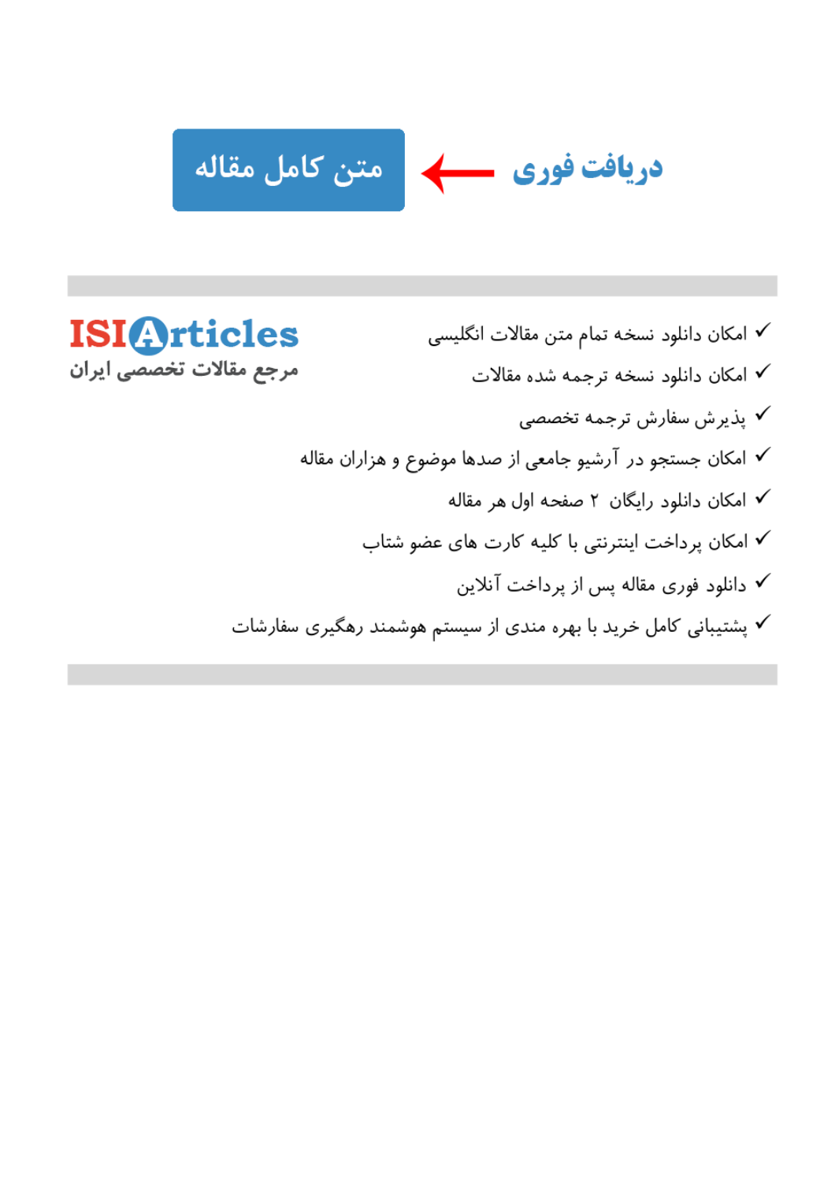متن کامل مقاله ← دریافت فوری

ISIArticles

مرجع مقالات تخصصی ایران

- ✓ امکان دانلود نسخه تمام متن مقالات انگلیسی
- ✓ امکان دانلود نسخه ترجمه شده مقالات
- ✓ پذیرش سفارش ترجمه تخصصی
- ✓ امکان جستجو در آرشیو جامعی از صدها موضوع و هزاران مقاله
- ✓ امکان دانلود رایگان ۲ صفحه اول هر مقاله
- ✓ امکان پرداخت اینترنتی با کلیه کارت های عضو شتاب
- ✓ دانلود فوری مقاله پس از پرداخت آنلاین
- ✓ پشتیبانی کامل خرید با بهره مندی از سیستم هوشمند رهگیری سفارشات